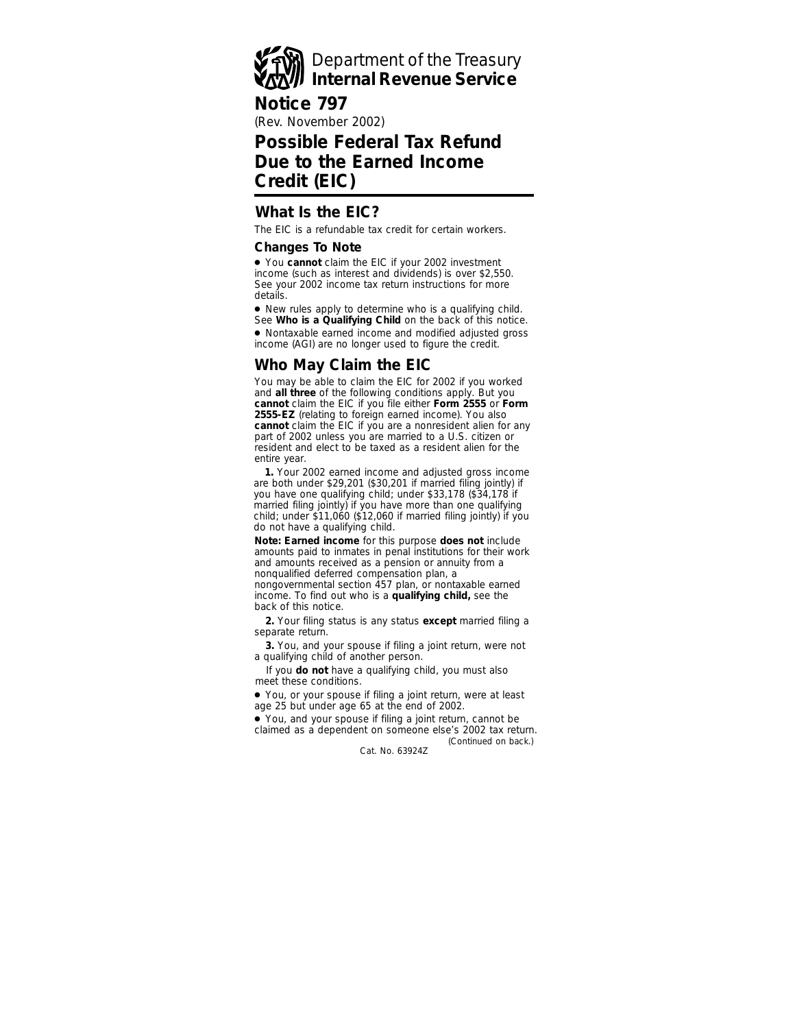Department of the Treasury
**Internal Revenue Service**

# Notice 797

(Rev. November 2002)

# Possible Federal Tax Refund Due to the Earned Income Credit (EIC)

## What Is the EIC?

The EIC is a refundable tax credit for certain workers.

### Changes To Note

- You **cannot** claim the EIC if your 2002 investment income (such as interest and dividends) is over $2,550. See your 2002 income tax return instructions for more details.
- New rules apply to determine who is a qualifying child. See **Who is a Qualifying Child** on the back of this notice.
- Nontaxable earned income and modified adjusted gross income (AGI) are no longer used to figure the credit.

## Who May Claim the EIC

You may be able to claim the EIC for 2002 if you worked and **all three** of the following conditions apply. But you **cannot** claim the EIC if you file either **Form 2555** or **Form 2555-EZ** (relating to foreign earned income). You also **cannot** claim the EIC if you are a nonresident alien for any part of 2002 unless you are married to a U.S. citizen or resident and elect to be taxed as a resident alien for the entire year.

**1.** Your 2002 earned income and adjusted gross income are both under $29,201 ($30,201 if married filing jointly) if you have one qualifying child; under $33,178 ($34,178 if married filing jointly) if you have more than one qualifying child; under $11,060 ($12,060 if married filing jointly) if you do not have a qualifying child.

**Note: Earned income** for this purpose **does not** include amounts paid to inmates in penal institutions for their work and amounts received as a pension or annuity from a nonqualified deferred compensation plan, a nongovernmental section 457 plan, or nontaxable earned income. To find out who is a **qualifying child,** see the back of this notice.

**2.** Your filing status is any status **except** married filing a separate return.

**3.** You, and your spouse if filing a joint return, were not a qualifying child of another person.

If you **do not** have a qualifying child, you must also meet these conditions.

- You, or your spouse if filing a joint return, were at least age 25 but under age 65 at the end of 2002.
- You, and your spouse if filing a joint return, cannot be claimed as a dependent on someone else's 2002 tax return.

*(Continued on back.)*

Cat. No. 63924Z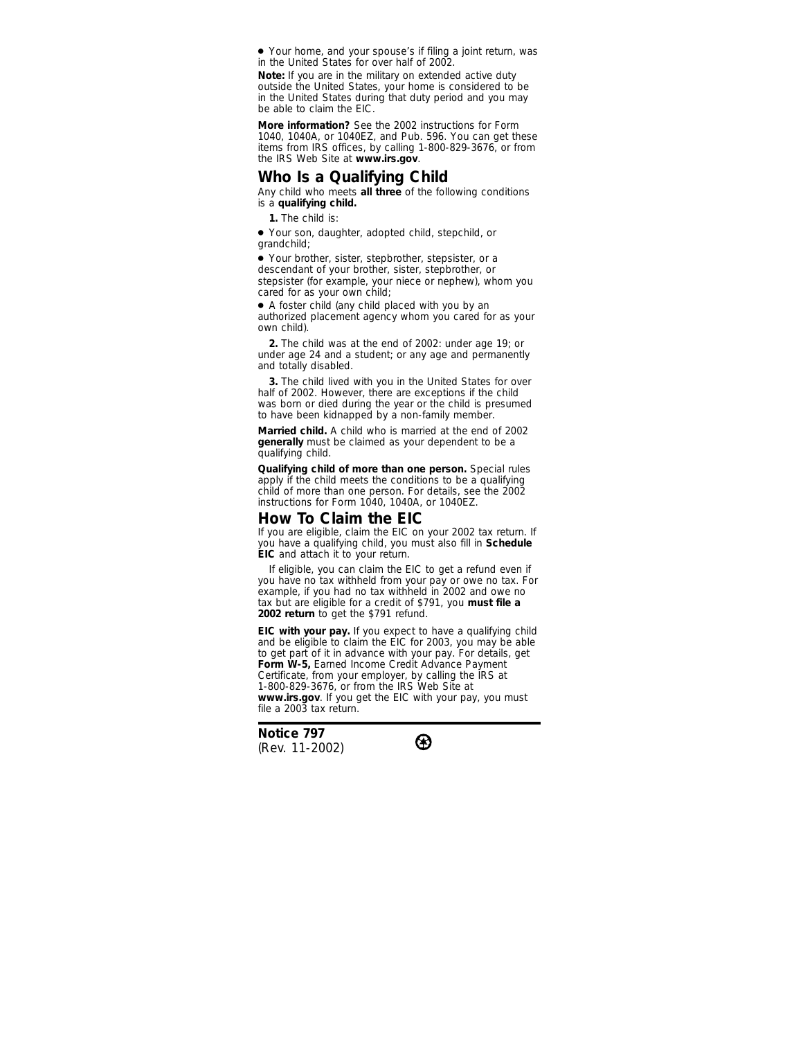- Your home, and your spouse's if filing a joint return, was in the United States for over half of 2002.

**Note:** If you are in the military on extended active duty outside the United States, your home is considered to be in the United States during that duty period and you may be able to claim the EIC.

**More information?** See the 2002 instructions for Form 1040, 1040A, or 1040EZ, and Pub. 596. You can get these items from IRS offices, by calling 1-800-829-3676, or from the IRS Web Site at **www.irs.gov**.

## Who Is a Qualifying Child

Any child who meets **all three** of the following conditions is a **qualifying child.**

**1.** The child is:

- Your son, daughter, adopted child, stepchild, or grandchild;
- Your brother, sister, stepbrother, stepsister, or a descendant of your brother, sister, stepbrother, or stepsister (for example, your niece or nephew), whom you cared for as your own child;
- A foster child (any child placed with you by an authorized placement agency whom you cared for as your own child).

**2.** The child was at the end of 2002: under age 19; or under age 24 and a student; or any age and permanently and totally disabled.

**3.** The child lived with you in the United States for over half of 2002. However, there are exceptions if the child was born or died during the year or the child is presumed to have been kidnapped by a non-family member.

**Married child.** A child who is married at the end of 2002 **generally** must be claimed as your dependent to be a qualifying child.

**Qualifying child of more than one person.** Special rules apply if the child meets the conditions to be a qualifying child of more than one person. For details, see the 2002 instructions for Form 1040, 1040A, or 1040EZ.

## How To Claim the EIC

If you are eligible, claim the EIC on your 2002 tax return. If you have a qualifying child, you must also fill in **Schedule EIC** and attach it to your return.

If eligible, you can claim the EIC to get a refund even if you have no tax withheld from your pay or owe no tax. For example, if you had no tax withheld in 2002 and owe no tax but are eligible for a credit of $791, you **must file a 2002 return** to get the $791 refund.

**EIC with your pay.** If you expect to have a qualifying child and be eligible to claim the EIC for 2003, you may be able to get part of it in advance with your pay. For details, get **Form W-5,** Earned Income Credit Advance Payment Certificate, from your employer, by calling the IRS at 1-800-829-3676, or from the IRS Web Site at **www.irs.gov**. If you get the EIC with your pay, you must file a 2003 tax return.

**Notice 797**
(Rev. 11-2002)